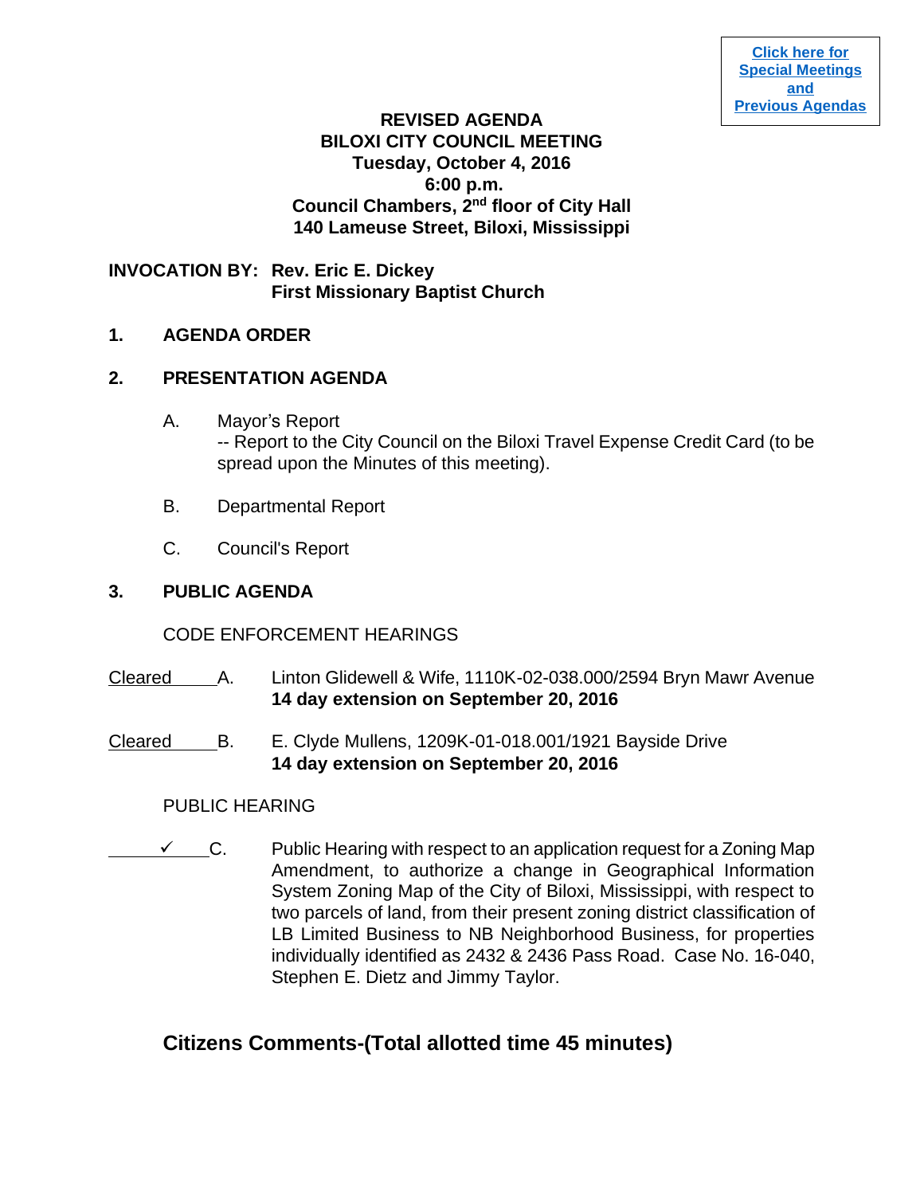**[Click here for Special Meetings and Previous Agendas]**

# REVISED AGENDA
# BILOXI CITY COUNCIL MEETING
## Tuesday, October 4, 2016
## 6:00 p.m.
## Council Chambers, 2nd floor of City Hall
## 140 Lameuse Street, Biloxi, Mississippi

**INVOCATION BY: Rev. Eric E. Dickey**
**First Missionary Baptist Church**

## 1. AGENDA ORDER

## 2. PRESENTATION AGENDA

A. Mayor's Report
-- Report to the City Council on the Biloxi Travel Expense Credit Card (to be spread upon the Minutes of this meeting).

B. Departmental Report

C. Council's Report

## 3. PUBLIC AGENDA

CODE ENFORCEMENT HEARINGS

Cleared A. Linton Glidewell & Wife, 1110K-02-038.000/2594 Bryn Mawr Avenue
**14 day extension on September 20, 2016**

Cleared B. E. Clyde Mullens, 1209K-01-018.001/1921 Bayside Drive
**14 day extension on September 20, 2016**

PUBLIC HEARING

✓ C. Public Hearing with respect to an application request for a Zoning Map Amendment, to authorize a change in Geographical Information System Zoning Map of the City of Biloxi, Mississippi, with respect to two parcels of land, from their present zoning district classification of LB Limited Business to NB Neighborhood Business, for properties individually identified as 2432 & 2436 Pass Road. Case No. 16-040, Stephen E. Dietz and Jimmy Taylor.

## Citizens Comments-(Total allotted time 45 minutes)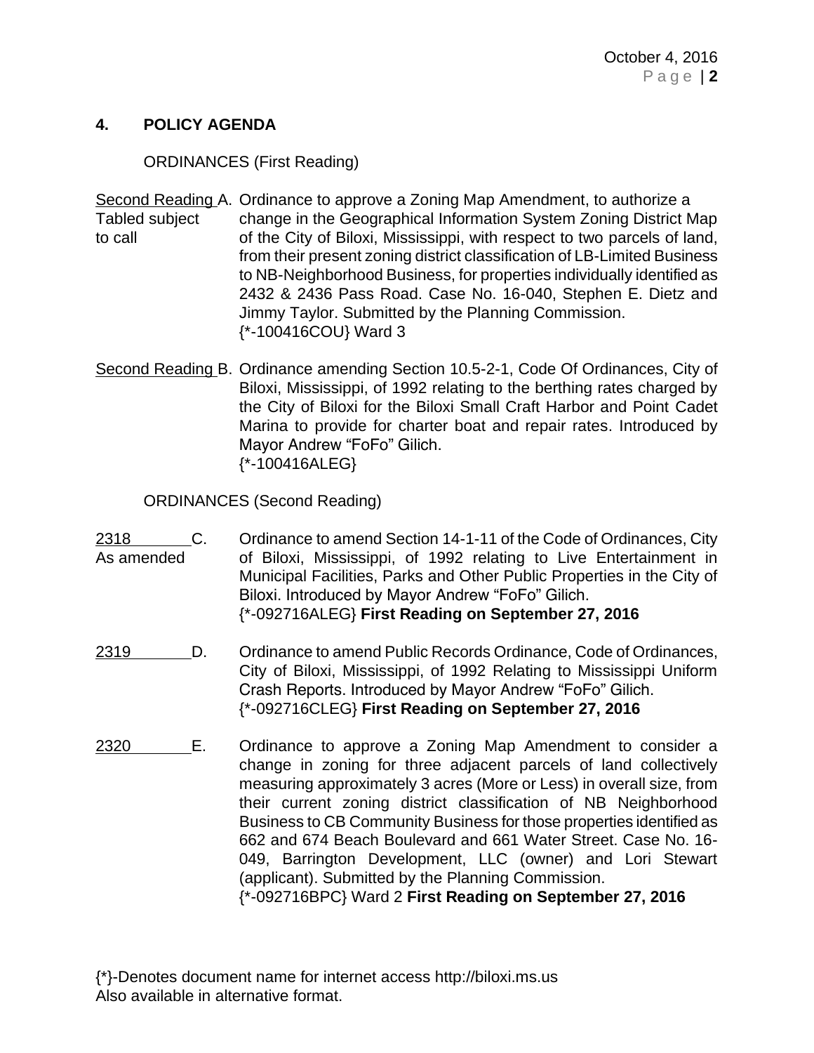## 4. POLICY AGENDA

ORDINANCES (First Reading)

<u>Second Reading</u> A. Ordinance to approve a Zoning Map Amendment, to authorize a change in the Geographical Information System Zoning District Map of the City of Biloxi, Mississippi, with respect to two parcels of land, from their present zoning district classification of LB-Limited Business to NB-Neighborhood Business, for properties individually identified as 2432 & 2436 Pass Road. Case No. 16-040, Stephen E. Dietz and Jimmy Taylor. Submitted by the Planning Commission.
Tabled subject to call
{*-100416COU} Ward 3

<u>Second Reading</u> B. Ordinance amending Section 10.5-2-1, Code Of Ordinances, City of Biloxi, Mississippi, of 1992 relating to the berthing rates charged by the City of Biloxi for the Biloxi Small Craft Harbor and Point Cadet Marina to provide for charter boat and repair rates. Introduced by Mayor Andrew "FoFo" Gilich.
{*-100416ALEG}

ORDINANCES (Second Reading)

<u>2318</u> C. Ordinance to amend Section 14-1-11 of the Code of Ordinances, City of Biloxi, Mississippi, of 1992 relating to Live Entertainment in Municipal Facilities, Parks and Other Public Properties in the City of Biloxi. Introduced by Mayor Andrew "FoFo" Gilich.
As amended
{*-092716ALEG} **First Reading on September 27, 2016**

<u>2319</u> D. Ordinance to amend Public Records Ordinance, Code of Ordinances, City of Biloxi, Mississippi, of 1992 Relating to Mississippi Uniform Crash Reports. Introduced by Mayor Andrew "FoFo" Gilich.
{*-092716CLEG} **First Reading on September 27, 2016**

<u>2320</u> E. Ordinance to approve a Zoning Map Amendment to consider a change in zoning for three adjacent parcels of land collectively measuring approximately 3 acres (More or Less) in overall size, from their current zoning district classification of NB Neighborhood Business to CB Community Business for those properties identified as 662 and 674 Beach Boulevard and 661 Water Street. Case No. 16-049, Barrington Development, LLC (owner) and Lori Stewart (applicant). Submitted by the Planning Commission.
{*-092716BPC} Ward 2 **First Reading on September 27, 2016**

{*}-Denotes document name for internet access http://biloxi.ms.us
Also available in alternative format.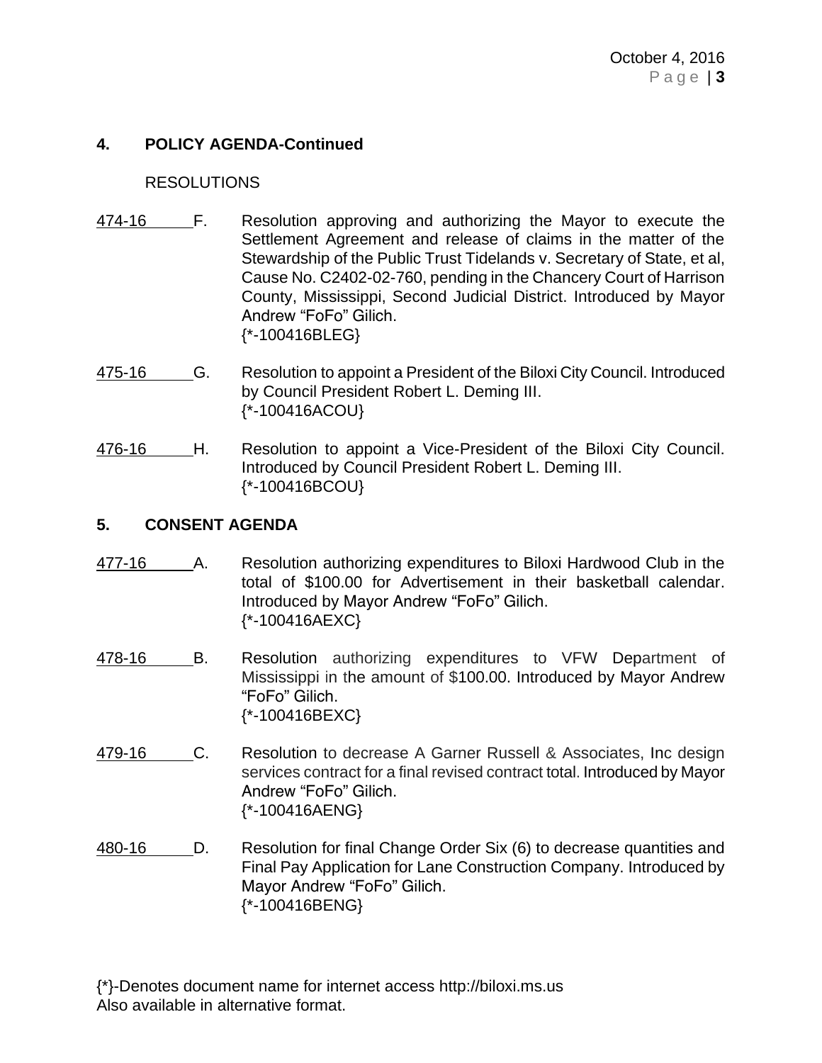## 4. POLICY AGENDA-Continued

RESOLUTIONS

474-16 F. Resolution approving and authorizing the Mayor to execute the Settlement Agreement and release of claims in the matter of the Stewardship of the Public Trust Tidelands v. Secretary of State, et al, Cause No. C2402-02-760, pending in the Chancery Court of Harrison County, Mississippi, Second Judicial District. Introduced by Mayor Andrew "FoFo" Gilich.
{*-100416BLEG}

475-16 G. Resolution to appoint a President of the Biloxi City Council. Introduced by Council President Robert L. Deming III.
{*-100416ACOU}

476-16 H. Resolution to appoint a Vice-President of the Biloxi City Council. Introduced by Council President Robert L. Deming III.
{*-100416BCOU}

## 5. CONSENT AGENDA

477-16 A. Resolution authorizing expenditures to Biloxi Hardwood Club in the total of $100.00 for Advertisement in their basketball calendar. Introduced by Mayor Andrew "FoFo" Gilich.
{*-100416AEXC}

478-16 B. Resolution authorizing expenditures to VFW Department of Mississippi in the amount of $100.00. Introduced by Mayor Andrew "FoFo" Gilich.
{*-100416BEXC}

479-16 C. Resolution to decrease A Garner Russell & Associates, Inc design services contract for a final revised contract total. Introduced by Mayor Andrew "FoFo" Gilich.
{*-100416AENG}

480-16 D. Resolution for final Change Order Six (6) to decrease quantities and Final Pay Application for Lane Construction Company. Introduced by Mayor Andrew "FoFo" Gilich.
{*-100416BENG}

{*}-Denotes document name for internet access http://biloxi.ms.us
Also available in alternative format.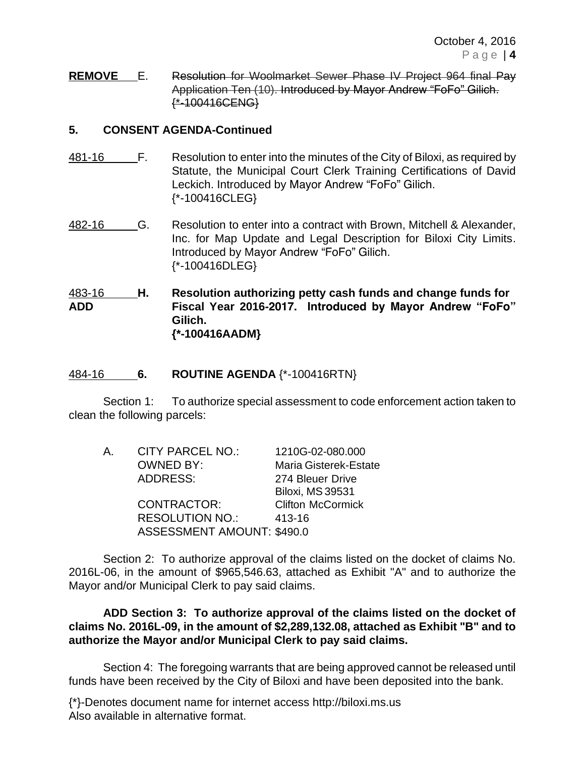**REMOVE** E. ~~Resolution for Woolmarket Sewer Phase IV Project 964 final Pay Application Ten (10). Introduced by Mayor Andrew "FoFo" Gilich. {*-100416CENG}~~

## 5. CONSENT AGENDA-Continued

481-16 F. Resolution to enter into the minutes of the City of Biloxi, as required by Statute, the Municipal Court Clerk Training Certifications of David Leckich. Introduced by Mayor Andrew "FoFo" Gilich. {*-100416CLEG}

482-16 G. Resolution to enter into a contract with Brown, Mitchell & Alexander, Inc. for Map Update and Legal Description for Biloxi City Limits. Introduced by Mayor Andrew "FoFo" Gilich. {*-100416DLEG}

483-16 **ADD** **H. Resolution authorizing petty cash funds and change funds for Fiscal Year 2016-2017. Introduced by Mayor Andrew "FoFo" Gilich. {*-100416AADM}**

484-16 **6. ROUTINE AGENDA** {*-100416RTN}

Section 1: To authorize special assessment to code enforcement action taken to clean the following parcels:

A. CITY PARCEL NO.: 1210G-02-080.000
OWNED BY: Maria Gisterek-Estate
ADDRESS: 274 Bleuer Drive
Biloxi, MS 39531
CONTRACTOR: Clifton McCormick
RESOLUTION NO.: 413-16
ASSESSMENT AMOUNT: $490.0

Section 2: To authorize approval of the claims listed on the docket of claims No. 2016L-06, in the amount of $965,546.63, attached as Exhibit "A" and to authorize the Mayor and/or Municipal Clerk to pay said claims.

**ADD Section 3: To authorize approval of the claims listed on the docket of claims No. 2016L-09, in the amount of $2,289,132.08, attached as Exhibit "B" and to authorize the Mayor and/or Municipal Clerk to pay said claims.**

Section 4: The foregoing warrants that are being approved cannot be released until funds have been received by the City of Biloxi and have been deposited into the bank.

{*}-Denotes document name for internet access http://biloxi.ms.us
Also available in alternative format.